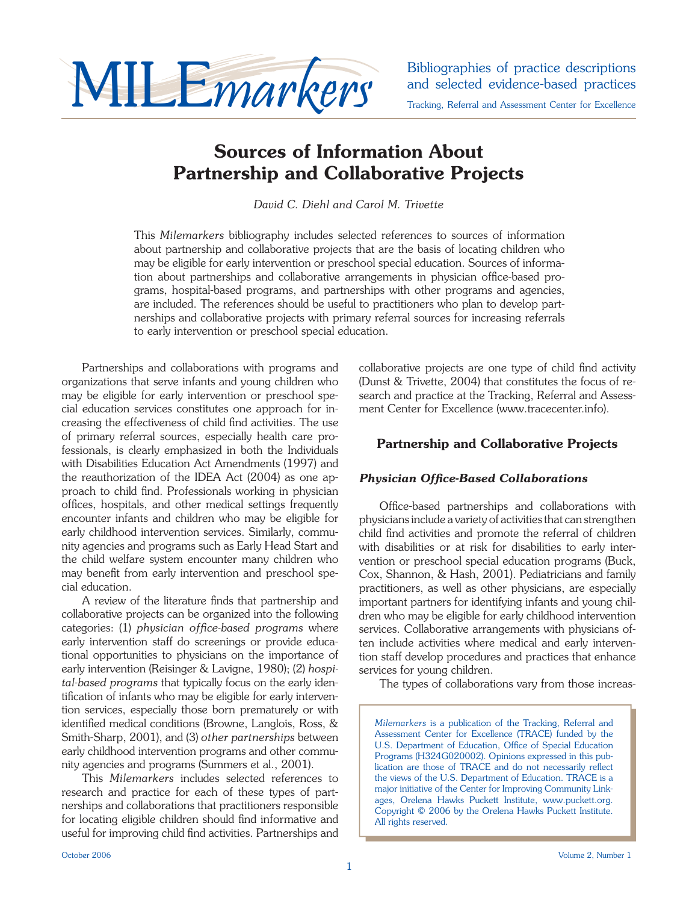MILEmarkers

Bibliographies of practice descriptions and selected evidence-based practices

Tracking, Referral and Assessment Center for Excellence

# Sources of Information About Partnership and Collaborative Projects

*David C. Diehl and Carol M. Trivette*

This *Milemarkers* bibliography includes selected references to sources of information about partnership and collaborative projects that are the basis of locating children who may be eligible for early intervention or preschool special education. Sources of information about partnerships and collaborative arrangements in physician office-based programs, hospital-based programs, and partnerships with other programs and agencies, are included. The references should be useful to practitioners who plan to develop partnerships and collaborative projects with primary referral sources for increasing referrals to early intervention or preschool special education.

Partnerships and collaborations with programs and organizations that serve infants and young children who may be eligible for early intervention or preschool special education services constitutes one approach for increasing the effectiveness of child find activities. The use of primary referral sources, especially health care professionals, is clearly emphasized in both the Individuals with Disabilities Education Act Amendments (1997) and the reauthorization of the IDEA Act (2004) as one approach to child find. Professionals working in physician offices, hospitals, and other medical settings frequently encounter infants and children who may be eligible for early childhood intervention services. Similarly, community agencies and programs such as Early Head Start and the child welfare system encounter many children who may benefit from early intervention and preschool special education.

A review of the literature finds that partnership and collaborative projects can be organized into the following categories: (1) *physician office-based programs* where early intervention staff do screenings or provide educational opportunities to physicians on the importance of early intervention (Reisinger & Lavigne, 1980); (2) *hospital-based programs* that typically focus on the early identification of infants who may be eligible for early intervention services, especially those born prematurely or with identified medical conditions (Browne, Langlois, Ross, & Smith-Sharp, 2001), and (3) *other partnerships* between early childhood intervention programs and other community agencies and programs (Summers et al., 2001).

This *Milemarkers* includes selected references to research and practice for each of these types of partnerships and collaborations that practitioners responsible for locating eligible children should find informative and useful for improving child find activities. Partnerships and collaborative projects are one type of child find activity (Dunst & Trivette, 2004) that constitutes the focus of research and practice at the Tracking, Referral and Assessment Center for Excellence (www.tracecenter.info).

## Partnership and Collaborative Projects

### *Physician Office-Based Collaborations*

Office-based partnerships and collaborations with physicians include a variety of activities that can strengthen child find activities and promote the referral of children with disabilities or at risk for disabilities to early intervention or preschool special education programs (Buck, Cox, Shannon, & Hash, 2001). Pediatricians and family practitioners, as well as other physicians, are especially important partners for identifying infants and young children who may be eligible for early childhood intervention services. Collaborative arrangements with physicians often include activities where medical and early intervention staff develop procedures and practices that enhance services for young children.

The types of collaborations vary from those increas-

*Milemarkers* is a publication of the Tracking, Referral and Assessment Center for Excellence (TRACE) funded by the U.S. Department of Education, Office of Special Education Programs (H324G020002). Opinions expressed in this publication are those of TRACE and do not necessarily reflect the views of the U.S. Department of Education. TRACE is a major initiative of the Center for Improving Community Linkages, Orelena Hawks Puckett Institute, www.puckett.org. Copyright © 2006 by the Orelena Hawks Puckett Institute. All rights reserved.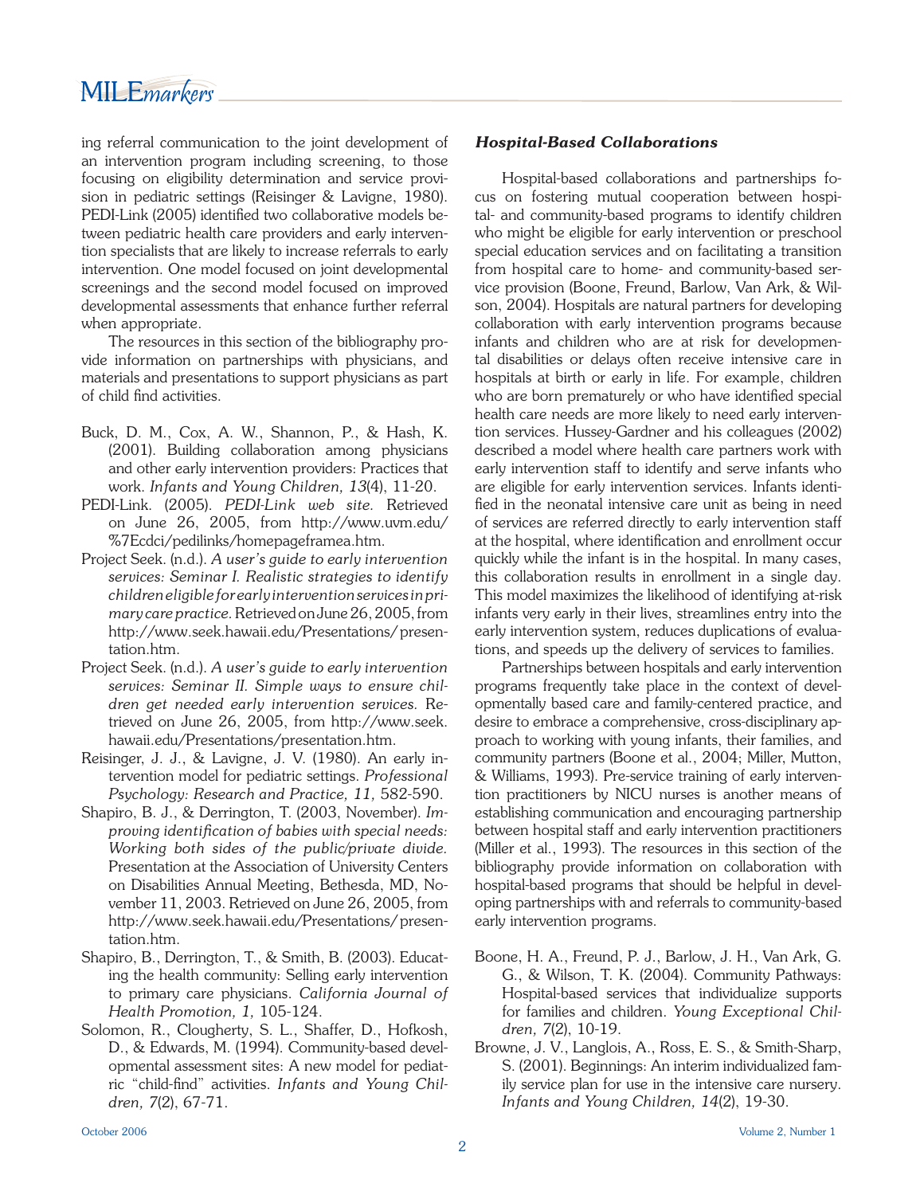ing referral communication to the joint development of an intervention program including screening, to those focusing on eligibility determination and service provision in pediatric settings (Reisinger & Lavigne, 1980). PEDI-Link (2005) identified two collaborative models between pediatric health care providers and early intervention specialists that are likely to increase referrals to early intervention. One model focused on joint developmental screenings and the second model focused on improved developmental assessments that enhance further referral when appropriate.

The resources in this section of the bibliography provide information on partnerships with physicians, and materials and presentations to support physicians as part of child find activities.

Buck, D. M., Cox, A. W., Shannon, P., & Hash, K. (2001). Building collaboration among physicians and other early intervention providers: Practices that work. *Infants and Young Children, 13*(4), 11-20.

PEDI-Link. (2005). *PEDI-Link web site.* Retrieved on June 26, 2005, from http://www.uvm.edu/%7Ecdci/pedilinks/homepageframea.htm.

Project Seek. (n.d.). *A user's guide to early intervention services: Seminar I. Realistic strategies to identify children eligible for early intervention services in primary care practice.* Retrieved on June 26, 2005, from http://www.seek.hawaii.edu/Presentations/presentation.htm.

Project Seek. (n.d.). *A user's guide to early intervention services: Seminar II. Simple ways to ensure children get needed early intervention services.* Retrieved on June 26, 2005, from http://www.seek.hawaii.edu/Presentations/presentation.htm.

Reisinger, J. J., & Lavigne, J. V. (1980). An early intervention model for pediatric settings. *Professional Psychology: Research and Practice, 11,* 582-590.

Shapiro, B. J., & Derrington, T. (2003, November). *Improving identification of babies with special needs: Working both sides of the public/private divide.* Presentation at the Association of University Centers on Disabilities Annual Meeting, Bethesda, MD, November 11, 2003. Retrieved on June 26, 2005, from http://www.seek.hawaii.edu/Presentations/presentation.htm.

Shapiro, B., Derrington, T., & Smith, B. (2003). Educating the health community: Selling early intervention to primary care physicians. *California Journal of Health Promotion, 1,* 105-124.

Solomon, R., Clougherty, S. L., Shaffer, D., Hofkosh, D., & Edwards, M. (1994). Community-based developmental assessment sites: A new model for pediatric "child-find" activities. *Infants and Young Children, 7*(2), 67-71.

### *Hospital-Based Collaborations*

Hospital-based collaborations and partnerships focus on fostering mutual cooperation between hospital- and community-based programs to identify children who might be eligible for early intervention or preschool special education services and on facilitating a transition from hospital care to home- and community-based service provision (Boone, Freund, Barlow, Van Ark, & Wilson, 2004). Hospitals are natural partners for developing collaboration with early intervention programs because infants and children who are at risk for developmental disabilities or delays often receive intensive care in hospitals at birth or early in life. For example, children who are born prematurely or who have identified special health care needs are more likely to need early intervention services. Hussey-Gardner and his colleagues (2002) described a model where health care partners work with early intervention staff to identify and serve infants who are eligible for early intervention services. Infants identified in the neonatal intensive care unit as being in need of services are referred directly to early intervention staff at the hospital, where identification and enrollment occur quickly while the infant is in the hospital. In many cases, this collaboration results in enrollment in a single day. This model maximizes the likelihood of identifying at-risk infants very early in their lives, streamlines entry into the early intervention system, reduces duplications of evaluations, and speeds up the delivery of services to families.

Partnerships between hospitals and early intervention programs frequently take place in the context of developmentally based care and family-centered practice, and desire to embrace a comprehensive, cross-disciplinary approach to working with young infants, their families, and community partners (Boone et al., 2004; Miller, Mutton, & Williams, 1993). Pre-service training of early intervention practitioners by NICU nurses is another means of establishing communication and encouraging partnership between hospital staff and early intervention practitioners (Miller et al., 1993). The resources in this section of the bibliography provide information on collaboration with hospital-based programs that should be helpful in developing partnerships with and referrals to community-based early intervention programs.

Boone, H. A., Freund, P. J., Barlow, J. H., Van Ark, G. G., & Wilson, T. K. (2004). Community Pathways: Hospital-based services that individualize supports for families and children. *Young Exceptional Children, 7*(2), 10-19.

Browne, J. V., Langlois, A., Ross, E. S., & Smith-Sharp, S. (2001). Beginnings: An interim individualized family service plan for use in the intensive care nursery. *Infants and Young Children, 14*(2), 19-30.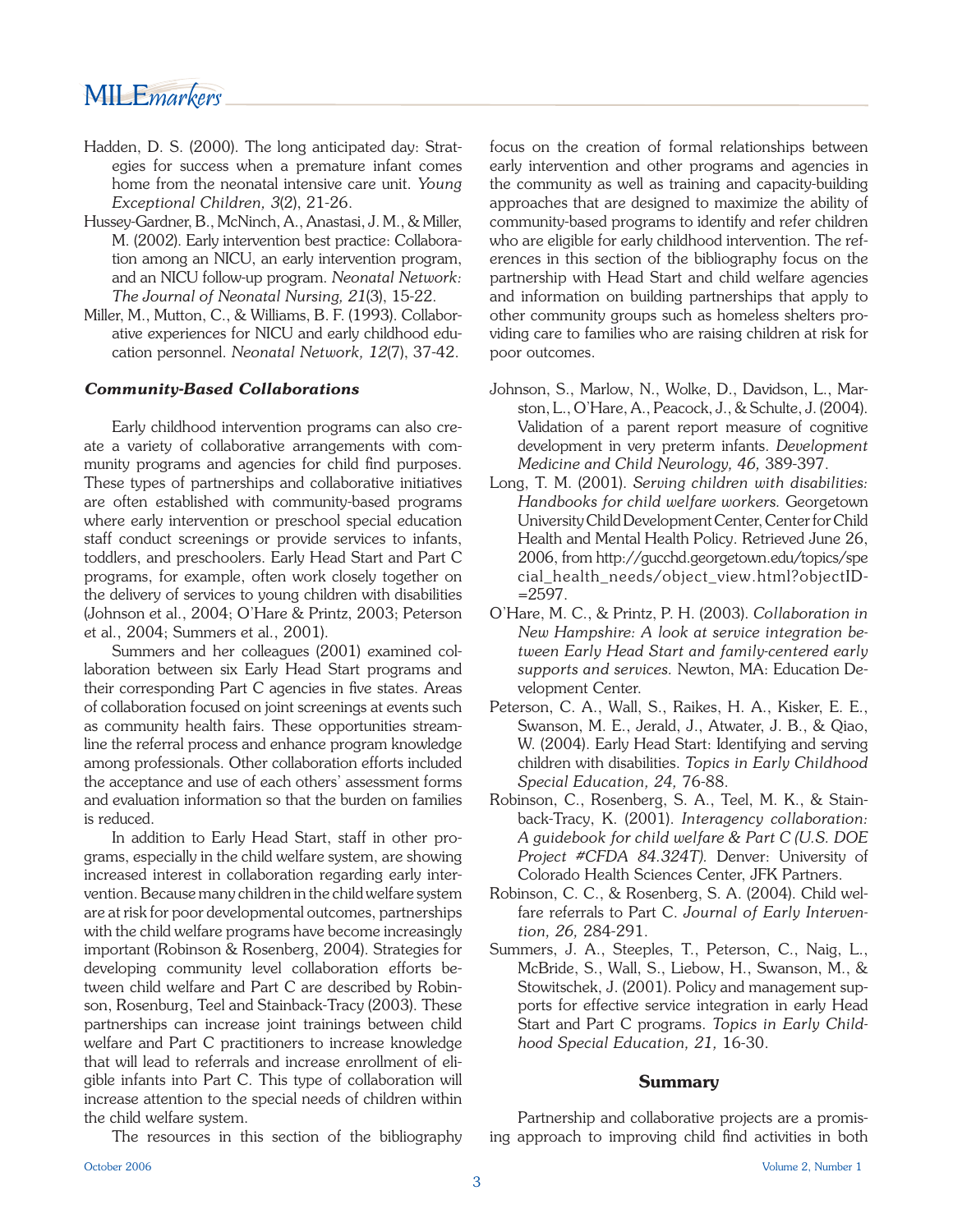Hadden, D. S. (2000). The long anticipated day: Strategies for success when a premature infant comes home from the neonatal intensive care unit. *Young Exceptional Children, 3*(2), 21-26.

Hussey-Gardner, B., McNinch, A., Anastasi, J. M., & Miller, M. (2002). Early intervention best practice: Collaboration among an NICU, an early intervention program, and an NICU follow-up program. *Neonatal Network: The Journal of Neonatal Nursing, 21*(3), 15-22.

Miller, M., Mutton, C., & Williams, B. F. (1993). Collaborative experiences for NICU and early childhood education personnel. *Neonatal Network, 12*(7), 37-42.

### *Community-Based Collaborations*

Early childhood intervention programs can also create a variety of collaborative arrangements with community programs and agencies for child find purposes. These types of partnerships and collaborative initiatives are often established with community-based programs where early intervention or preschool special education staff conduct screenings or provide services to infants, toddlers, and preschoolers. Early Head Start and Part C programs, for example, often work closely together on the delivery of services to young children with disabilities (Johnson et al., 2004; O'Hare & Printz, 2003; Peterson et al., 2004; Summers et al., 2001).

Summers and her colleagues (2001) examined collaboration between six Early Head Start programs and their corresponding Part C agencies in five states. Areas of collaboration focused on joint screenings at events such as community health fairs. These opportunities streamline the referral process and enhance program knowledge among professionals. Other collaboration efforts included the acceptance and use of each others' assessment forms and evaluation information so that the burden on families is reduced.

In addition to Early Head Start, staff in other programs, especially in the child welfare system, are showing increased interest in collaboration regarding early intervention. Because many children in the child welfare system are at risk for poor developmental outcomes, partnerships with the child welfare programs have become increasingly important (Robinson & Rosenberg, 2004). Strategies for developing community level collaboration efforts between child welfare and Part C are described by Robinson, Rosenburg, Teel and Stainback-Tracy (2003). These partnerships can increase joint trainings between child welfare and Part C practitioners to increase knowledge that will lead to referrals and increase enrollment of eligible infants into Part C. This type of collaboration will increase attention to the special needs of children within the child welfare system.

The resources in this section of the bibliography focus on the creation of formal relationships between early intervention and other programs and agencies in the community as well as training and capacity-building approaches that are designed to maximize the ability of community-based programs to identify and refer children who are eligible for early childhood intervention. The references in this section of the bibliography focus on the partnership with Head Start and child welfare agencies and information on building partnerships that apply to other community groups such as homeless shelters providing care to families who are raising children at risk for poor outcomes.

Johnson, S., Marlow, N., Wolke, D., Davidson, L., Marston, L., O'Hare, A., Peacock, J., & Schulte, J. (2004). Validation of a parent report measure of cognitive development in very preterm infants. *Development Medicine and Child Neurology, 46,* 389-397.

Long, T. M. (2001). *Serving children with disabilities: Handbooks for child welfare workers.* Georgetown University Child Development Center, Center for Child Health and Mental Health Policy. Retrieved June 26, 2006, from http://gucchd.georgetown.edu/topics/special_health_needs/object_view.html?objectID=2597.

O'Hare, M. C., & Printz, P. H. (2003). *Collaboration in New Hampshire: A look at service integration between Early Head Start and family-centered early supports and services.* Newton, MA: Education Development Center.

Peterson, C. A., Wall, S., Raikes, H. A., Kisker, E. E., Swanson, M. E., Jerald, J., Atwater, J. B., & Qiao, W. (2004). Early Head Start: Identifying and serving children with disabilities. *Topics in Early Childhood Special Education, 24,* 76-88.

Robinson, C., Rosenberg, S. A., Teel, M. K., & Stainback-Tracy, K. (2001). *Interagency collaboration: A guidebook for child welfare & Part C (U.S. DOE Project #CFDA 84.324T).* Denver: University of Colorado Health Sciences Center, JFK Partners.

Robinson, C. C., & Rosenberg, S. A. (2004). Child welfare referrals to Part C. *Journal of Early Intervention, 26,* 284-291.

Summers, J. A., Steeples, T., Peterson, C., Naig, L., McBride, S., Wall, S., Liebow, H., Swanson, M., & Stowitschek, J. (2001). Policy and management supports for effective service integration in early Head Start and Part C programs. *Topics in Early Childhood Special Education, 21,* 16-30.

## Summary

Partnership and collaborative projects are a promising approach to improving child find activities in both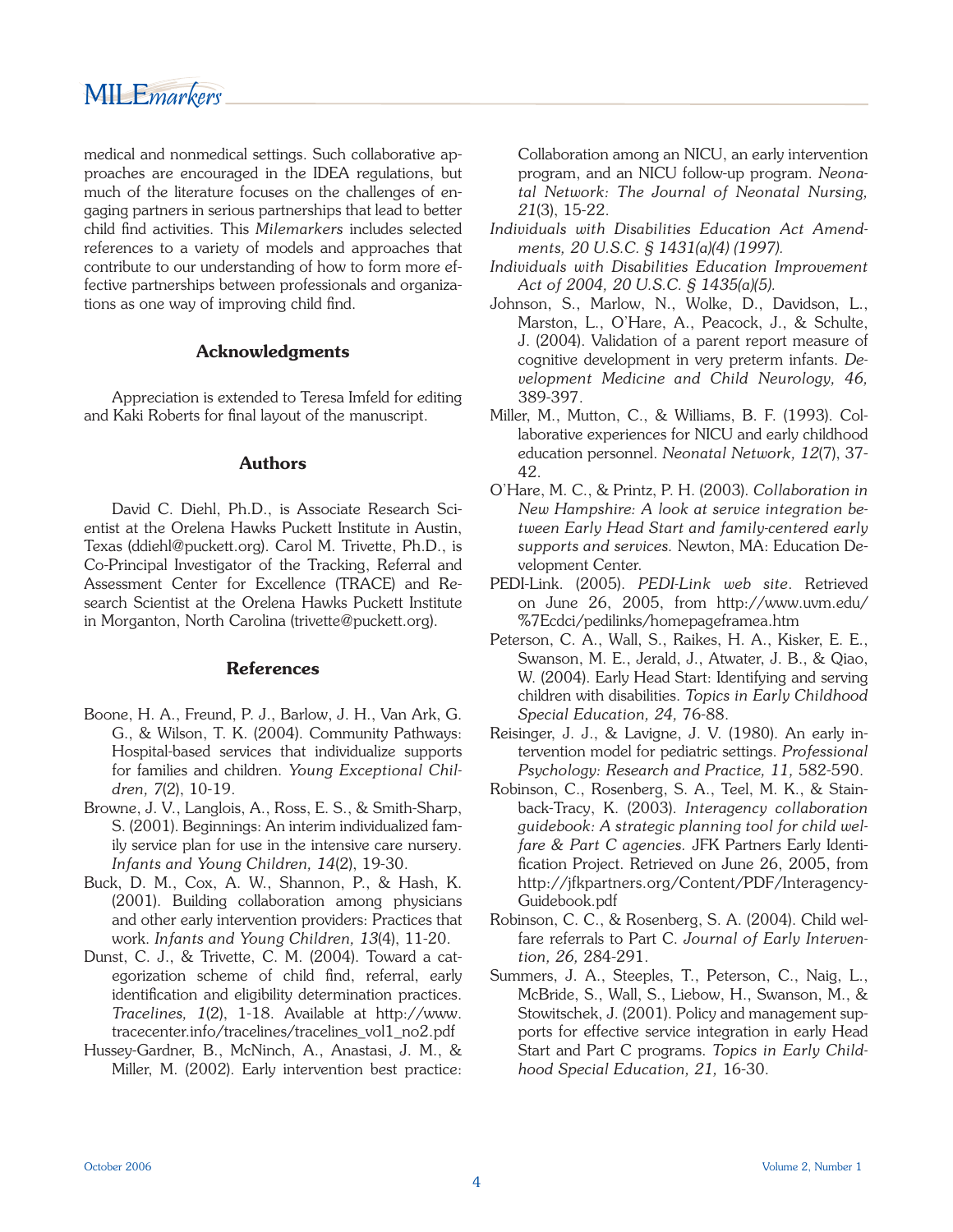medical and nonmedical settings. Such collaborative approaches are encouraged in the IDEA regulations, but much of the literature focuses on the challenges of engaging partners in serious partnerships that lead to better child find activities. This *Milemarkers* includes selected references to a variety of models and approaches that contribute to our understanding of how to form more effective partnerships between professionals and organizations as one way of improving child find.

## Acknowledgments

Appreciation is extended to Teresa Imfeld for editing and Kaki Roberts for final layout of the manuscript.

## Authors

David C. Diehl, Ph.D., is Associate Research Scientist at the Orelena Hawks Puckett Institute in Austin, Texas (ddiehl@puckett.org). Carol M. Trivette, Ph.D., is Co-Principal Investigator of the Tracking, Referral and Assessment Center for Excellence (TRACE) and Research Scientist at the Orelena Hawks Puckett Institute in Morganton, North Carolina (trivette@puckett.org).

## References

Boone, H. A., Freund, P. J., Barlow, J. H., Van Ark, G. G., & Wilson, T. K. (2004). Community Pathways: Hospital-based services that individualize supports for families and children. *Young Exceptional Children, 7*(2), 10-19.

Browne, J. V., Langlois, A., Ross, E. S., & Smith-Sharp, S. (2001). Beginnings: An interim individualized family service plan for use in the intensive care nursery. *Infants and Young Children, 14*(2), 19-30.

Buck, D. M., Cox, A. W., Shannon, P., & Hash, K. (2001). Building collaboration among physicians and other early intervention providers: Practices that work. *Infants and Young Children, 13*(4), 11-20.

Dunst, C. J., & Trivette, C. M. (2004). Toward a categorization scheme of child find, referral, early identification and eligibility determination practices. *Tracelines, 1*(2), 1-18. Available at http://www.tracecenter.info/tracelines/tracelines_vol1_no2.pdf

Hussey-Gardner, B., McNinch, A., Anastasi, J. M., & Miller, M. (2002). Early intervention best practice: Collaboration among an NICU, an early intervention program, and an NICU follow-up program. *Neonatal Network: The Journal of Neonatal Nursing, 21*(3), 15-22.

*Individuals with Disabilities Education Act Amendments, 20 U.S.C. § 1431(a)(4) (1997).*

*Individuals with Disabilities Education Improvement Act of 2004, 20 U.S.C. § 1435(a)(5).*

Johnson, S., Marlow, N., Wolke, D., Davidson, L., Marston, L., O'Hare, A., Peacock, J., & Schulte, J. (2004). Validation of a parent report measure of cognitive development in very preterm infants. *Development Medicine and Child Neurology, 46,* 389-397.

Miller, M., Mutton, C., & Williams, B. F. (1993). Collaborative experiences for NICU and early childhood education personnel. *Neonatal Network, 12*(7), 37-42.

O'Hare, M. C., & Printz, P. H. (2003). *Collaboration in New Hampshire: A look at service integration between Early Head Start and family-centered early supports and services.* Newton, MA: Education Development Center.

PEDI-Link. (2005). *PEDI-Link web site.* Retrieved on June 26, 2005, from http://www.uvm.edu/%7Ecdci/pedilinks/homepageframea.htm

Peterson, C. A., Wall, S., Raikes, H. A., Kisker, E. E., Swanson, M. E., Jerald, J., Atwater, J. B., & Qiao, W. (2004). Early Head Start: Identifying and serving children with disabilities. *Topics in Early Childhood Special Education, 24,* 76-88.

Reisinger, J. J., & Lavigne, J. V. (1980). An early intervention model for pediatric settings. *Professional Psychology: Research and Practice, 11,* 582-590.

Robinson, C., Rosenberg, S. A., Teel, M. K., & Stainback-Tracy, K. (2003). *Interagency collaboration guidebook: A strategic planning tool for child welfare & Part C agencies.* JFK Partners Early Identification Project. Retrieved on June 26, 2005, from http://jfkpartners.org/Content/PDF/Interagency-Guidebook.pdf

Robinson, C. C., & Rosenberg, S. A. (2004). Child welfare referrals to Part C. *Journal of Early Intervention, 26,* 284-291.

Summers, J. A., Steeples, T., Peterson, C., Naig, L., McBride, S., Wall, S., Liebow, H., Swanson, M., & Stowitschek, J. (2001). Policy and management supports for effective service integration in early Head Start and Part C programs. *Topics in Early Childhood Special Education, 21,* 16-30.